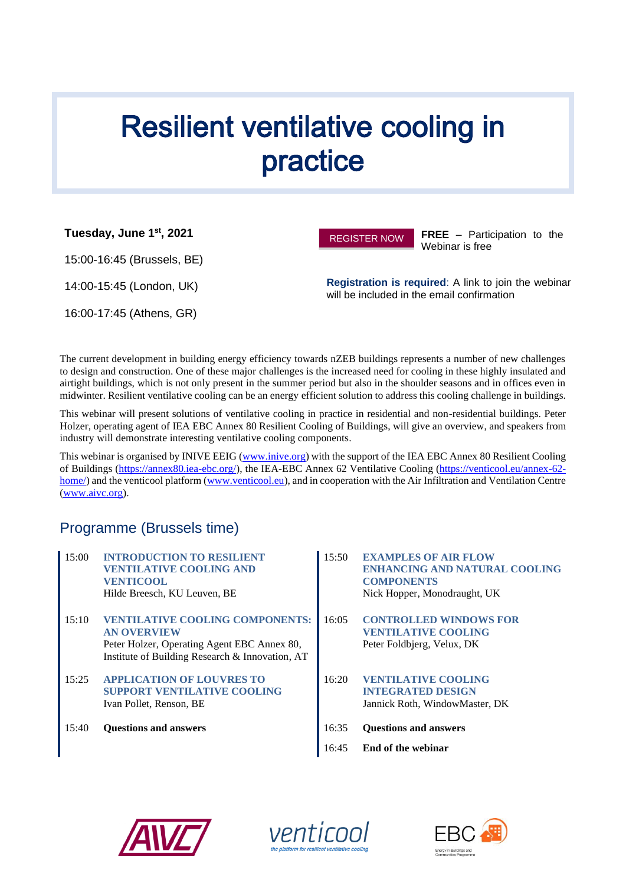# Resilient ventilative cooling in practice

**Tuesday, June 1st, 2021**

15:00-16:45 (Brussels, BE)

14:00-15:45 (London, UK)

16:00-17:45 (Athens, GR)

REGISTER NOW

**FREE** – Participation to the Webinar is free

**Registration is required**: A link to join the webinar will be included in the email confirmation

The current development in building energy efficiency towards nZEB buildings represents a number of new challenges to design and construction. One of these major challenges is the increased need for cooling in these highly insulated and airtight buildings, which is not only present in the summer period but also in the shoulder seasons and in offices even in midwinter. Resilient ventilative cooling can be an energy efficient solution to address this cooling challenge in buildings.

This webinar will present solutions of ventilative cooling in practice in residential and non-residential buildings. Peter Holzer, operating agent of IEA EBC Annex 80 Resilient Cooling of Buildings, will give an overview, and speakers from industry will demonstrate interesting ventilative cooling components.

This webinar is organised by INIVE EEIG (www.inive.org) with the support of the IEA EBC Annex 80 Resilient Cooling of Buildings (https://annex80.iea-ebc.org/), the IEA-EBC Annex 62 Ventilative Cooling (https://venticool.eu/annex-62-home/) and the venticool platform (www.venticool.eu), and in cooperation with the Air Infiltration and Ventilation Centre (www.aivc.org).

## Programme (Brussels time)

| | |
|---|---|
| 15:00 | **INTRODUCTION TO RESILIENT VENTILATIVE COOLING AND VENTICOOL**<br>Hilde Breesch, KU Leuven, BE |
| 15:10 | **VENTILATIVE COOLING COMPONENTS: AN OVERVIEW**<br>Peter Holzer, Operating Agent EBC Annex 80, Institute of Building Research & Innovation, AT |
| 15:25 | **APPLICATION OF LOUVRES TO SUPPORT VENTILATIVE COOLING**<br>Ivan Pollet, Renson, BE |
| 15:40 | **Questions and answers** |
| 15:50 | **EXAMPLES OF AIR FLOW ENHANCING AND NATURAL COOLING COMPONENTS**<br>Nick Hopper, Monodraught, UK |
| 16:05 | **CONTROLLED WINDOWS FOR VENTILATIVE COOLING**<br>Peter Foldbjerg, Velux, DK |
| 16:20 | **VENTILATIVE COOLING INTEGRATED DESIGN**<br>Jannick Roth, WindowMaster, DK |
| 16:35 | **Questions and answers** |
| 16:45 | **End of the webinar** |

AIVC

venticool – the platform for resilient ventilative cooling

EBC – Energy in Buildings and Communities Programme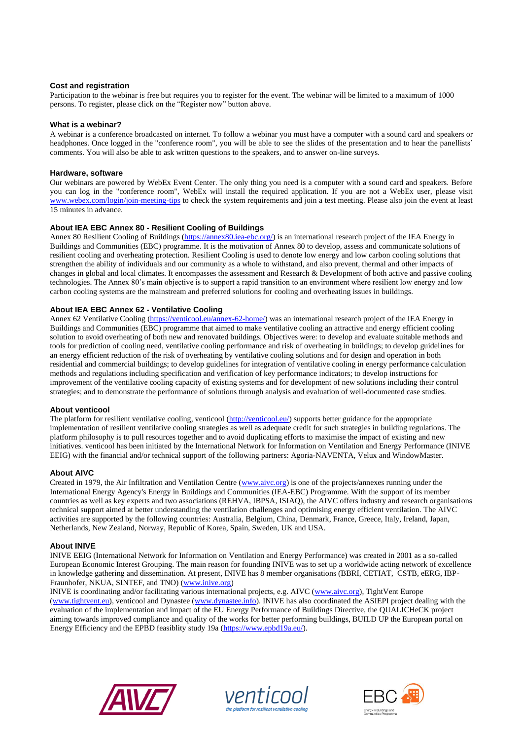### Cost and registration

Participation to the webinar is free but requires you to register for the event. The webinar will be limited to a maximum of 1000 persons. To register, please click on the "Register now" button above.

### What is a webinar?

A webinar is a conference broadcasted on internet. To follow a webinar you must have a computer with a sound card and speakers or headphones. Once logged in the "conference room", you will be able to see the slides of the presentation and to hear the panellists' comments. You will also be able to ask written questions to the speakers, and to answer on-line surveys.

### Hardware, software

Our webinars are powered by WebEx Event Center. The only thing you need is a computer with a sound card and speakers. Before you can log in the "conference room", WebEx will install the required application. If you are not a WebEx user, please visit www.webex.com/login/join-meeting-tips to check the system requirements and join a test meeting. Please also join the event at least 15 minutes in advance.

### About IEA EBC Annex 80 - Resilient Cooling of Buildings

Annex 80 Resilient Cooling of Buildings (https://annex80.iea-ebc.org/) is an international research project of the IEA Energy in Buildings and Communities (EBC) programme. It is the motivation of Annex 80 to develop, assess and communicate solutions of resilient cooling and overheating protection. Resilient Cooling is used to denote low energy and low carbon cooling solutions that strengthen the ability of individuals and our community as a whole to withstand, and also prevent, thermal and other impacts of changes in global and local climates. It encompasses the assessment and Research & Development of both active and passive cooling technologies. The Annex 80's main objective is to support a rapid transition to an environment where resilient low energy and low carbon cooling systems are the mainstream and preferred solutions for cooling and overheating issues in buildings.

### About IEA EBC Annex 62 - Ventilative Cooling

Annex 62 Ventilative Cooling (https://venticool.eu/annex-62-home/) was an international research project of the IEA Energy in Buildings and Communities (EBC) programme that aimed to make ventilative cooling an attractive and energy efficient cooling solution to avoid overheating of both new and renovated buildings. Objectives were: to develop and evaluate suitable methods and tools for prediction of cooling need, ventilative cooling performance and risk of overheating in buildings; to develop guidelines for an energy efficient reduction of the risk of overheating by ventilative cooling solutions and for design and operation in both residential and commercial buildings; to develop guidelines for integration of ventilative cooling in energy performance calculation methods and regulations including specification and verification of key performance indicators; to develop instructions for improvement of the ventilative cooling capacity of existing systems and for development of new solutions including their control strategies; and to demonstrate the performance of solutions through analysis and evaluation of well-documented case studies.

### About venticool

The platform for resilient ventilative cooling, venticool (http://venticool.eu/) supports better guidance for the appropriate implementation of resilient ventilative cooling strategies as well as adequate credit for such strategies in building regulations. The platform philosophy is to pull resources together and to avoid duplicating efforts to maximise the impact of existing and new initiatives. venticool has been initiated by the International Network for Information on Ventilation and Energy Performance (INIVE EEIG) with the financial and/or technical support of the following partners: Agoria-NAVENTA, Velux and WindowMaster.

### About AIVC

Created in 1979, the Air Infiltration and Ventilation Centre (www.aivc.org) is one of the projects/annexes running under the International Energy Agency's Energy in Buildings and Communities (IEA-EBC) Programme. With the support of its member countries as well as key experts and two associations (REHVA, IBPSA, ISIAQ), the AIVC offers industry and research organisations technical support aimed at better understanding the ventilation challenges and optimising energy efficient ventilation. The AIVC activities are supported by the following countries: Australia, Belgium, China, Denmark, France, Greece, Italy, Ireland, Japan, Netherlands, New Zealand, Norway, Republic of Korea, Spain, Sweden, UK and USA.

### About INIVE

INIVE EEIG (International Network for Information on Ventilation and Energy Performance) was created in 2001 as a so-called European Economic Interest Grouping. The main reason for founding INIVE was to set up a worldwide acting network of excellence in knowledge gathering and dissemination. At present, INIVE has 8 member organisations (BBRI, CETIAT, CSTB, eERG, IBP-Fraunhofer, NKUA, SINTEF, and TNO) (www.inive.org)

INIVE is coordinating and/or facilitating various international projects, e.g. AIVC (www.aivc.org), TightVent Europe (www.tightvent.eu), venticool and Dynastee (www.dynastee.info). INIVE has also coordinated the ASIEPI project dealing with the evaluation of the implementation and impact of the EU Energy Performance of Buildings Directive, the QUALICHeCK project aiming towards improved compliance and quality of the works for better performing buildings, BUILD UP the European portal on Energy Efficiency and the EPBD feasiblity study 19a (https://www.epbd19a.eu/).

AIVC

venticool
*the platform for resilient ventilative cooling*

EBC
Energy in Buildings and Communities Programme